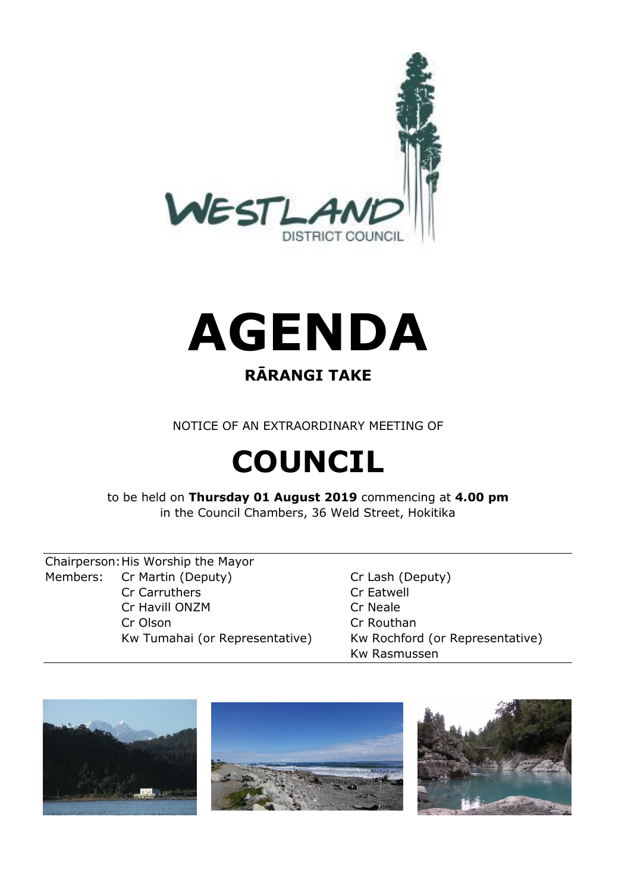WESTLAND DISTRICT COUNCIL

# AGENDA

## RĀRANGI TAKE

NOTICE OF AN EXTRAORDINARY MEETING OF

# COUNCIL

to be held on **Thursday 01 August 2019** commencing at **4.00 pm**
in the Council Chambers, 36 Weld Street, Hokitika

| Chairperson: | His Worship the Mayor | |
|---|---|---|
| Members: | Cr Martin (Deputy) | Cr Lash (Deputy) |
| | Cr Carruthers | Cr Eatwell |
| | Cr Havill ONZM | Cr Neale |
| | Cr Olson | Cr Routhan |
| | Kw Tumahai (or Representative) | Kw Rochford (or Representative) |
| | | Kw Rasmussen |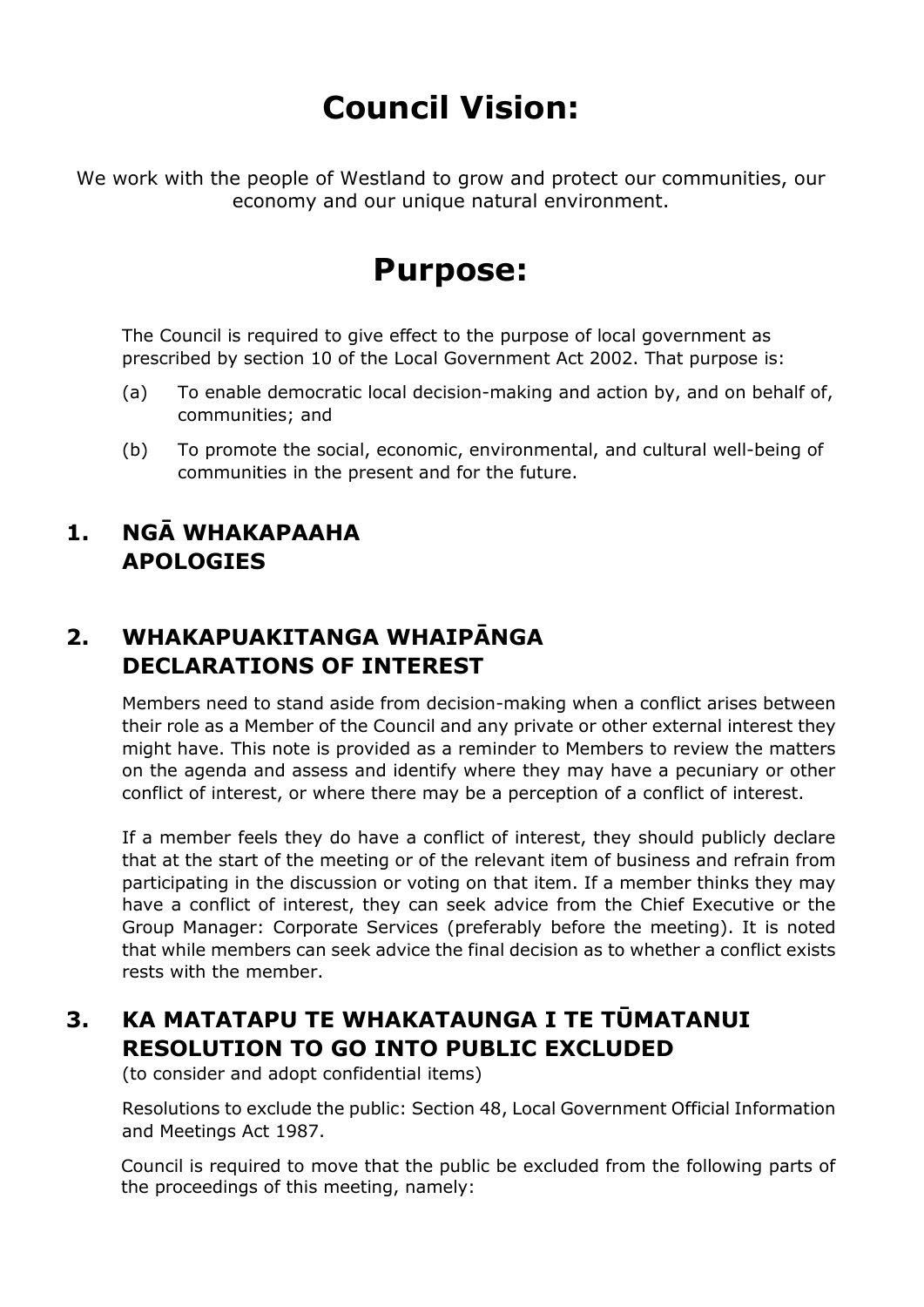# Council Vision:

We work with the people of Westland to grow and protect our communities, our economy and our unique natural environment.

# Purpose:

The Council is required to give effect to the purpose of local government as prescribed by section 10 of the Local Government Act 2002. That purpose is:

(a) To enable democratic local decision-making and action by, and on behalf of, communities; and

(b) To promote the social, economic, environmental, and cultural well-being of communities in the present and for the future.

## 1. NGĀ WHAKAPAAHA APOLOGIES

## 2. WHAKAPUAKITANGA WHAIPĀNGA DECLARATIONS OF INTEREST

Members need to stand aside from decision-making when a conflict arises between their role as a Member of the Council and any private or other external interest they might have. This note is provided as a reminder to Members to review the matters on the agenda and assess and identify where they may have a pecuniary or other conflict of interest, or where there may be a perception of a conflict of interest.

If a member feels they do have a conflict of interest, they should publicly declare that at the start of the meeting or of the relevant item of business and refrain from participating in the discussion or voting on that item. If a member thinks they may have a conflict of interest, they can seek advice from the Chief Executive or the Group Manager: Corporate Services (preferably before the meeting). It is noted that while members can seek advice the final decision as to whether a conflict exists rests with the member.

## 3. KA MATATAPU TE WHAKATAUNGA I TE TŪMATANUI RESOLUTION TO GO INTO PUBLIC EXCLUDED

(to consider and adopt confidential items)

Resolutions to exclude the public: Section 48, Local Government Official Information and Meetings Act 1987.

Council is required to move that the public be excluded from the following parts of the proceedings of this meeting, namely: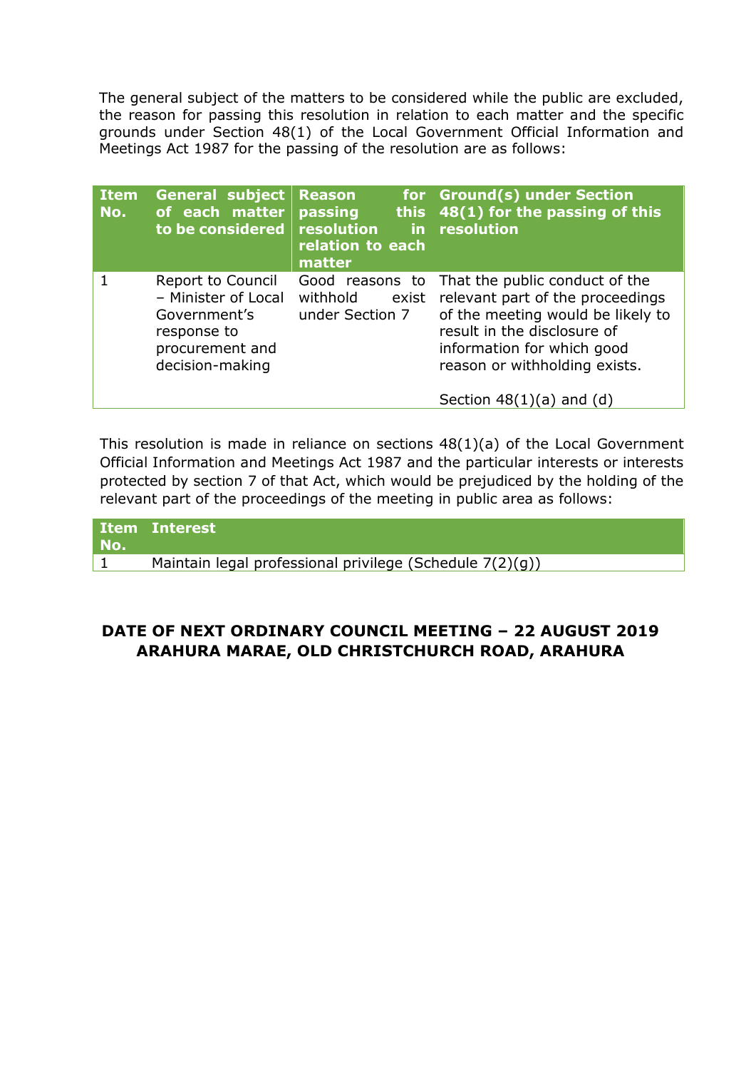The general subject of the matters to be considered while the public are excluded, the reason for passing this resolution in relation to each matter and the specific grounds under Section 48(1) of the Local Government Official Information and Meetings Act 1987 for the passing of the resolution are as follows:

| Item No. | General subject of each matter to be considered | Reason for passing this resolution in relation to each matter | Ground(s) under Section 48(1) for the passing of this resolution |
|---|---|---|---|
| 1 | Report to Council – Minister of Local Government's response to procurement and decision-making | Good reasons to withhold exist under Section 7 | That the public conduct of the relevant part of the proceedings of the meeting would be likely to result in the disclosure of information for which good reason or withholding exists.<br><br>Section 48(1)(a) and (d) |

This resolution is made in reliance on sections 48(1)(a) of the Local Government Official Information and Meetings Act 1987 and the particular interests or interests protected by section 7 of that Act, which would be prejudiced by the holding of the relevant part of the proceedings of the meeting in public area as follows:

| Item No. | Interest |
|---|---|
| 1 | Maintain legal professional privilege (Schedule 7(2)(g)) |

**DATE OF NEXT ORDINARY COUNCIL MEETING – 22 AUGUST 2019**
**ARAHURA MARAE, OLD CHRISTCHURCH ROAD, ARAHURA**